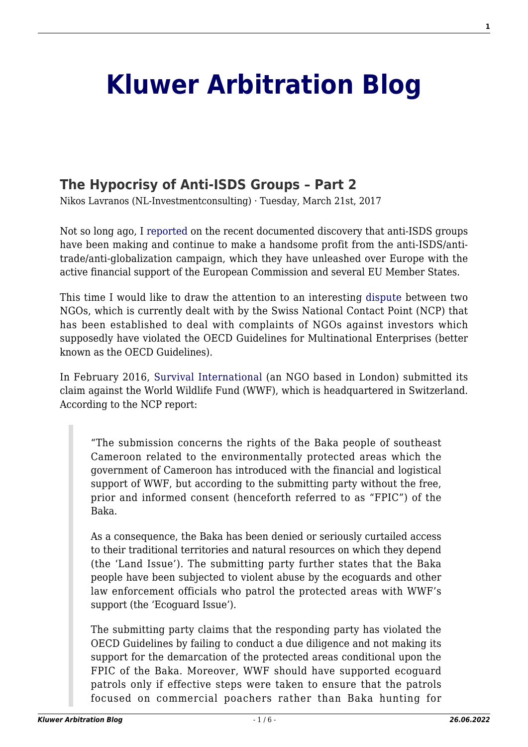# Kluwer Arbitration Blog

## The Hypocrisy of Anti-ISDS Groups – Part 2

Nikos Lavranos (NL-Investmentconsulting) · Tuesday, March 21st, 2017

Not so long ago, I reported on the recent documented discovery that anti-ISDS groups have been making and continue to make a handsome profit from the anti-ISDS/anti-trade/anti-globalization campaign, which they have unleashed over Europe with the active financial support of the European Commission and several EU Member States.

This time I would like to draw the attention to an interesting dispute between two NGOs, which is currently dealt with by the Swiss National Contact Point (NCP) that has been established to deal with complaints of NGOs against investors which supposedly have violated the OECD Guidelines for Multinational Enterprises (better known as the OECD Guidelines).

In February 2016, Survival International (an NGO based in London) submitted its claim against the World Wildlife Fund (WWF), which is headquartered in Switzerland. According to the NCP report:

> "The submission concerns the rights of the Baka people of southeast Cameroon related to the environmentally protected areas which the government of Cameroon has introduced with the financial and logistical support of WWF, but according to the submitting party without the free, prior and informed consent (henceforth referred to as "FPIC") of the Baka.
>
> As a consequence, the Baka has been denied or seriously curtailed access to their traditional territories and natural resources on which they depend (the 'Land Issue'). The submitting party further states that the Baka people have been subjected to violent abuse by the ecoguards and other law enforcement officials who patrol the protected areas with WWF's support (the 'Ecoguard Issue').
>
> The submitting party claims that the responding party has violated the OECD Guidelines by failing to conduct a due diligence and not making its support for the demarcation of the protected areas conditional upon the FPIC of the Baka. Moreover, WWF should have supported ecoguard patrols only if effective steps were taken to ensure that the patrols focused on commercial poachers rather than Baka hunting for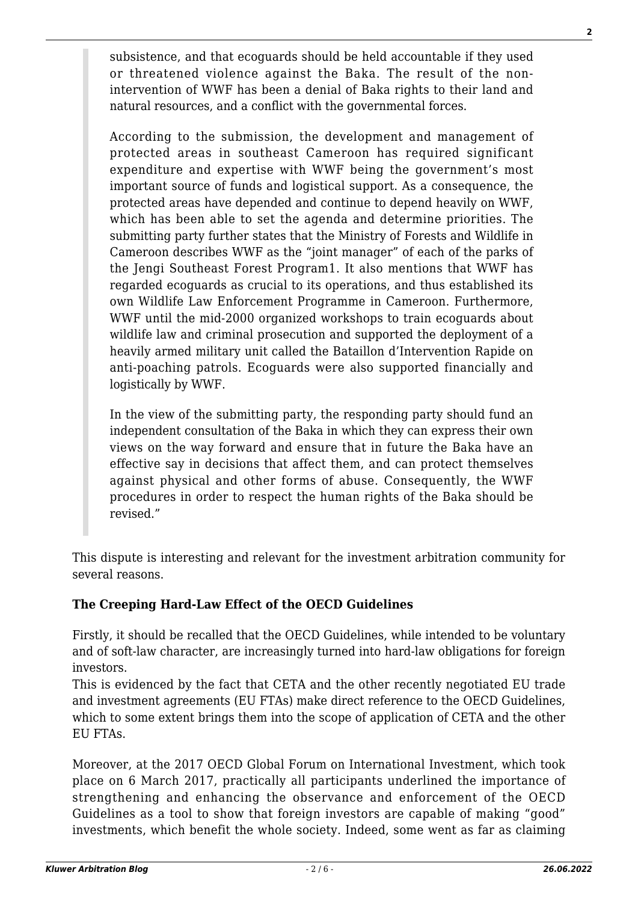> subsistence, and that ecoguards should be held accountable if they used or threatened violence against the Baka. The result of the non-intervention of WWF has been a denial of Baka rights to their land and natural resources, and a conflict with the governmental forces.
>
> According to the submission, the development and management of protected areas in southeast Cameroon has required significant expenditure and expertise with WWF being the government's most important source of funds and logistical support. As a consequence, the protected areas have depended and continue to depend heavily on WWF, which has been able to set the agenda and determine priorities. The submitting party further states that the Ministry of Forests and Wildlife in Cameroon describes WWF as the "joint manager" of each of the parks of the Jengi Southeast Forest Program1. It also mentions that WWF has regarded ecoguards as crucial to its operations, and thus established its own Wildlife Law Enforcement Programme in Cameroon. Furthermore, WWF until the mid-2000 organized workshops to train ecoguards about wildlife law and criminal prosecution and supported the deployment of a heavily armed military unit called the Bataillon d'Intervention Rapide on anti-poaching patrols. Ecoguards were also supported financially and logistically by WWF.
>
> In the view of the submitting party, the responding party should fund an independent consultation of the Baka in which they can express their own views on the way forward and ensure that in future the Baka have an effective say in decisions that affect them, and can protect themselves against physical and other forms of abuse. Consequently, the WWF procedures in order to respect the human rights of the Baka should be revised."

This dispute is interesting and relevant for the investment arbitration community for several reasons.

**The Creeping Hard-Law Effect of the OECD Guidelines**

Firstly, it should be recalled that the OECD Guidelines, while intended to be voluntary and of soft-law character, are increasingly turned into hard-law obligations for foreign investors.
This is evidenced by the fact that CETA and the other recently negotiated EU trade and investment agreements (EU FTAs) make direct reference to the OECD Guidelines, which to some extent brings them into the scope of application of CETA and the other EU FTAs.

Moreover, at the 2017 OECD Global Forum on International Investment, which took place on 6 March 2017, practically all participants underlined the importance of strengthening and enhancing the observance and enforcement of the OECD Guidelines as a tool to show that foreign investors are capable of making "good" investments, which benefit the whole society. Indeed, some went as far as claiming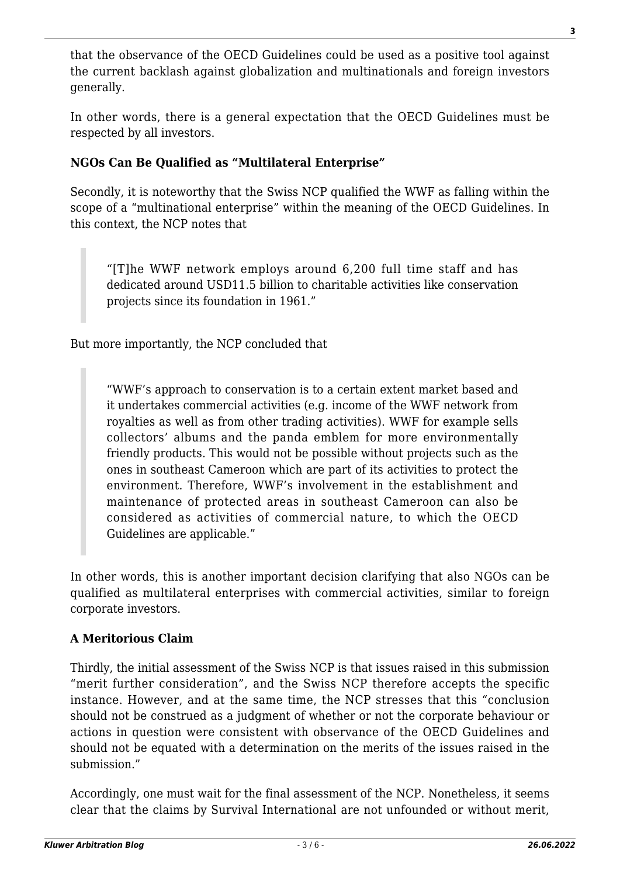that the observance of the OECD Guidelines could be used as a positive tool against the current backlash against globalization and multinationals and foreign investors generally.

In other words, there is a general expectation that the OECD Guidelines must be respected by all investors.

**NGOs Can Be Qualified as "Multilateral Enterprise"**

Secondly, it is noteworthy that the Swiss NCP qualified the WWF as falling within the scope of a "multinational enterprise" within the meaning of the OECD Guidelines. In this context, the NCP notes that

> "[T]he WWF network employs around 6,200 full time staff and has dedicated around USD11.5 billion to charitable activities like conservation projects since its foundation in 1961."

But more importantly, the NCP concluded that

> "WWF's approach to conservation is to a certain extent market based and it undertakes commercial activities (e.g. income of the WWF network from royalties as well as from other trading activities). WWF for example sells collectors' albums and the panda emblem for more environmentally friendly products. This would not be possible without projects such as the ones in southeast Cameroon which are part of its activities to protect the environment. Therefore, WWF's involvement in the establishment and maintenance of protected areas in southeast Cameroon can also be considered as activities of commercial nature, to which the OECD Guidelines are applicable."

In other words, this is another important decision clarifying that also NGOs can be qualified as multilateral enterprises with commercial activities, similar to foreign corporate investors.

**A Meritorious Claim**

Thirdly, the initial assessment of the Swiss NCP is that issues raised in this submission "merit further consideration", and the Swiss NCP therefore accepts the specific instance. However, and at the same time, the NCP stresses that this "conclusion should not be construed as a judgment of whether or not the corporate behaviour or actions in question were consistent with observance of the OECD Guidelines and should not be equated with a determination on the merits of the issues raised in the submission."

Accordingly, one must wait for the final assessment of the NCP. Nonetheless, it seems clear that the claims by Survival International are not unfounded or without merit,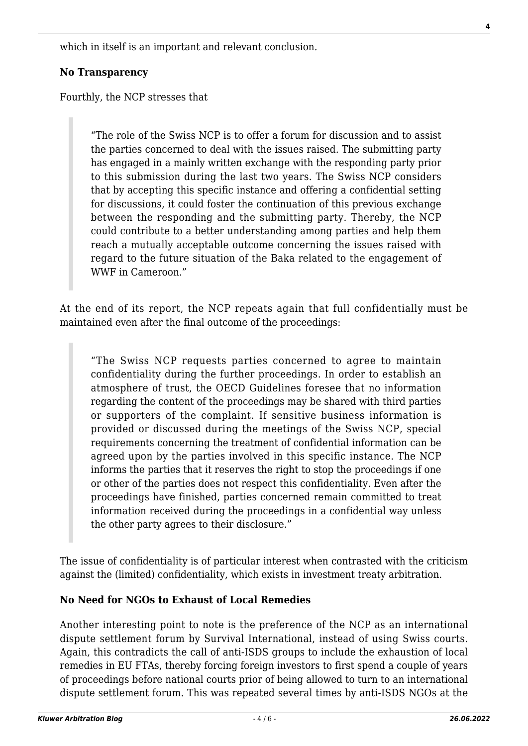which in itself is an important and relevant conclusion.

**No Transparency**

Fourthly, the NCP stresses that

> "The role of the Swiss NCP is to offer a forum for discussion and to assist the parties concerned to deal with the issues raised. The submitting party has engaged in a mainly written exchange with the responding party prior to this submission during the last two years. The Swiss NCP considers that by accepting this specific instance and offering a confidential setting for discussions, it could foster the continuation of this previous exchange between the responding and the submitting party. Thereby, the NCP could contribute to a better understanding among parties and help them reach a mutually acceptable outcome concerning the issues raised with regard to the future situation of the Baka related to the engagement of WWF in Cameroon."

At the end of its report, the NCP repeats again that full confidentially must be maintained even after the final outcome of the proceedings:

> "The Swiss NCP requests parties concerned to agree to maintain confidentiality during the further proceedings. In order to establish an atmosphere of trust, the OECD Guidelines foresee that no information regarding the content of the proceedings may be shared with third parties or supporters of the complaint. If sensitive business information is provided or discussed during the meetings of the Swiss NCP, special requirements concerning the treatment of confidential information can be agreed upon by the parties involved in this specific instance. The NCP informs the parties that it reserves the right to stop the proceedings if one or other of the parties does not respect this confidentiality. Even after the proceedings have finished, parties concerned remain committed to treat information received during the proceedings in a confidential way unless the other party agrees to their disclosure."

The issue of confidentiality is of particular interest when contrasted with the criticism against the (limited) confidentiality, which exists in investment treaty arbitration.

**No Need for NGOs to Exhaust of Local Remedies**

Another interesting point to note is the preference of the NCP as an international dispute settlement forum by Survival International, instead of using Swiss courts. Again, this contradicts the call of anti-ISDS groups to include the exhaustion of local remedies in EU FTAs, thereby forcing foreign investors to first spend a couple of years of proceedings before national courts prior of being allowed to turn to an international dispute settlement forum. This was repeated several times by anti-ISDS NGOs at the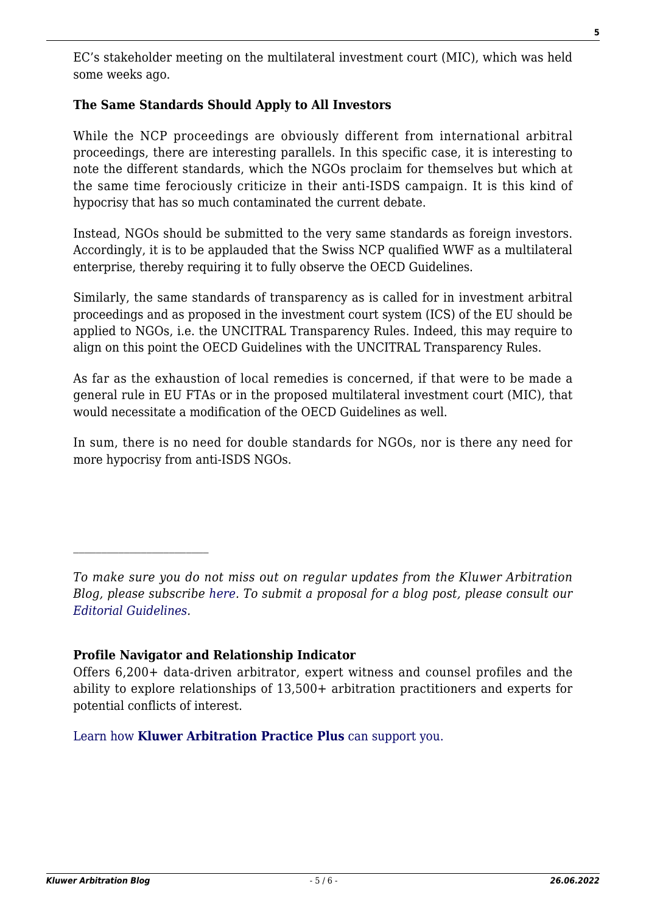EC's stakeholder meeting on the multilateral investment court (MIC), which was held some weeks ago.

**The Same Standards Should Apply to All Investors**

While the NCP proceedings are obviously different from international arbitral proceedings, there are interesting parallels. In this specific case, it is interesting to note the different standards, which the NGOs proclaim for themselves but which at the same time ferociously criticize in their anti-ISDS campaign. It is this kind of hypocrisy that has so much contaminated the current debate.

Instead, NGOs should be submitted to the very same standards as foreign investors. Accordingly, it is to be applauded that the Swiss NCP qualified WWF as a multilateral enterprise, thereby requiring it to fully observe the OECD Guidelines.

Similarly, the same standards of transparency as is called for in investment arbitral proceedings and as proposed in the investment court system (ICS) of the EU should be applied to NGOs, i.e. the UNCITRAL Transparency Rules. Indeed, this may require to align on this point the OECD Guidelines with the UNCITRAL Transparency Rules.

As far as the exhaustion of local remedies is concerned, if that were to be made a general rule in EU FTAs or in the proposed multilateral investment court (MIC), that would necessitate a modification of the OECD Guidelines as well.

In sum, there is no need for double standards for NGOs, nor is there any need for more hypocrisy from anti-ISDS NGOs.

---

*To make sure you do not miss out on regular updates from the Kluwer Arbitration Blog, please subscribe here. To submit a proposal for a blog post, please consult our Editorial Guidelines.*

**Profile Navigator and Relationship Indicator**

Offers 6,200+ data-driven arbitrator, expert witness and counsel profiles and the ability to explore relationships of 13,500+ arbitration practitioners and experts for potential conflicts of interest.

Learn how **Kluwer Arbitration Practice Plus** can support you.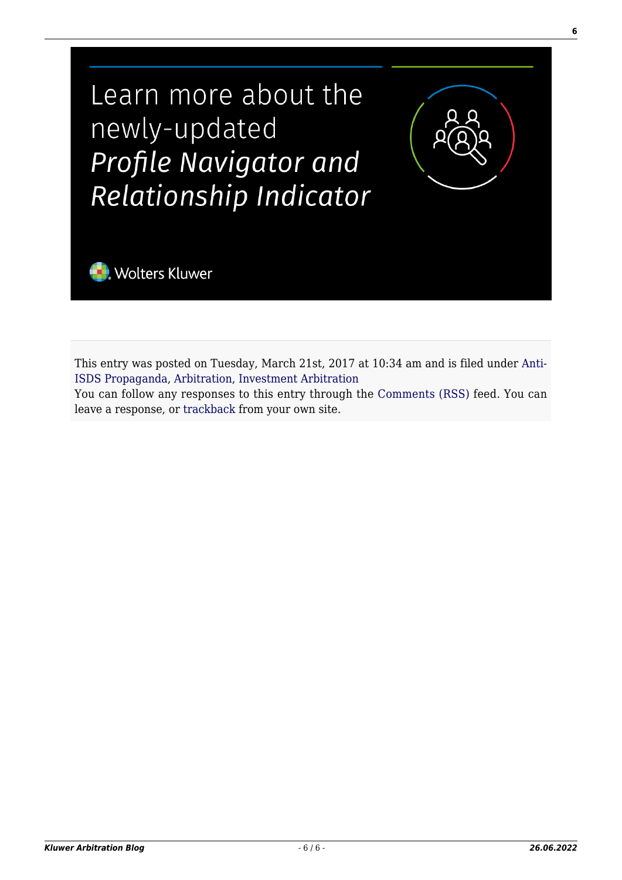Learn more about the newly-updated *Profile Navigator and Relationship Indicator*

Wolters Kluwer

This entry was posted on Tuesday, March 21st, 2017 at 10:34 am and is filed under Anti-ISDS Propaganda, Arbitration, Investment Arbitration
You can follow any responses to this entry through the Comments (RSS) feed. You can leave a response, or trackback from your own site.